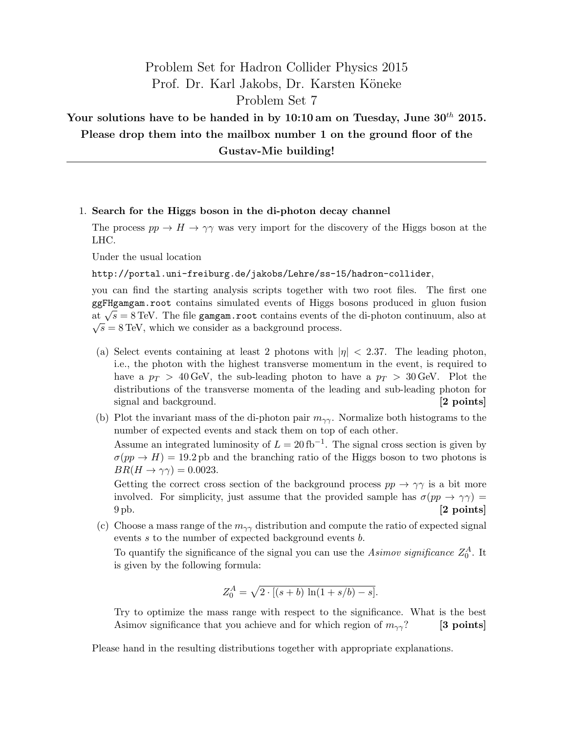# Problem Set for Hadron Collider Physics 2015
## Prof. Dr. Karl Jakobs, Dr. Karsten Köneke
## Problem Set 7

**Your solutions have to be handed in by 10:10 am on Tuesday, June 30$^{th}$ 2015. Please drop them into the mailbox number 1 on the ground floor of the Gustav-Mie building!**

---

1. **Search for the Higgs boson in the di-photon decay channel**

   The process $pp \to H \to \gamma\gamma$ was very import for the discovery of the Higgs boson at the LHC.

   Under the usual location

   `http://portal.uni-freiburg.de/jakobs/Lehre/ss-15/hadron-collider`,

   you can find the starting analysis scripts together with two root files. The first one `ggFHgamgam.root` contains simulated events of Higgs bosons produced in gluon fusion at $\sqrt{s} = 8\,\text{TeV}$. The file `gamgam.root` contains events of the di-photon continuum, also at $\sqrt{s} = 8\,\text{TeV}$, which we consider as a background process.

   (a) Select events containing at least 2 photons with $|\eta| < 2.37$. The leading photon, i.e., the photon with the highest transverse momentum in the event, is required to have a $p_T > 40\,\text{GeV}$, the sub-leading photon to have a $p_T > 30\,\text{GeV}$. Plot the distributions of the transverse momenta of the leading and sub-leading photon for signal and background. **[2 points]**

   (b) Plot the invariant mass of the di-photon pair $m_{\gamma\gamma}$. Normalize both histograms to the number of expected events and stack them on top of each other.

   Assume an integrated luminosity of $L = 20\,\text{fb}^{-1}$. The signal cross section is given by $\sigma(pp \to H) = 19.2\,\text{pb}$ and the branching ratio of the Higgs boson to two photons is $BR(H \to \gamma\gamma) = 0.0023$.

   Getting the correct cross section of the background process $pp \to \gamma\gamma$ is a bit more involved. For simplicity, just assume that the provided sample has $\sigma(pp \to \gamma\gamma) = 9\,\text{pb}$. **[2 points]**

   (c) Choose a mass range of the $m_{\gamma\gamma}$ distribution and compute the ratio of expected signal events $s$ to the number of expected background events $b$.

   To quantify the significance of the signal you can use the *Asimov significance* $Z_0^A$. It is given by the following formula:

   $$Z_0^A = \sqrt{2 \cdot [(s+b)\,\ln(1+s/b) - s]}.$$

   Try to optimize the mass range with respect to the significance. What is the best Asimov significance that you achieve and for which region of $m_{\gamma\gamma}$? **[3 points]**

   Please hand in the resulting distributions together with appropriate explanations.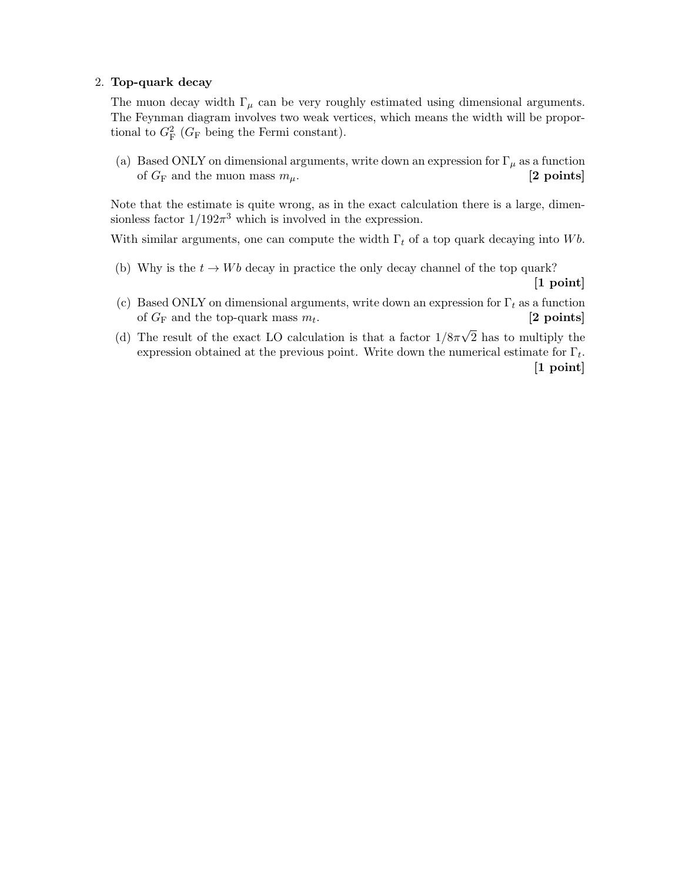2. **Top-quark decay**

The muon decay width $\Gamma_\mu$ can be very roughly estimated using dimensional arguments. The Feynman diagram involves two weak vertices, which means the width will be proportional to $G_F^2$ ($G_F$ being the Fermi constant).

(a) Based ONLY on dimensional arguments, write down an expression for $\Gamma_\mu$ as a function of $G_F$ and the muon mass $m_\mu$. **[2 points]**

Note that the estimate is quite wrong, as in the exact calculation there is a large, dimensionless factor $1/192\pi^3$ which is involved in the expression.

With similar arguments, one can compute the width $\Gamma_t$ of a top quark decaying into $Wb$.

(b) Why is the $t \to Wb$ decay in practice the only decay channel of the top quark? **[1 point]**

(c) Based ONLY on dimensional arguments, write down an expression for $\Gamma_t$ as a function of $G_F$ and the top-quark mass $m_t$. **[2 points]**

(d) The result of the exact LO calculation is that a factor $1/8\pi\sqrt{2}$ has to multiply the expression obtained at the previous point. Write down the numerical estimate for $\Gamma_t$. **[1 point]**